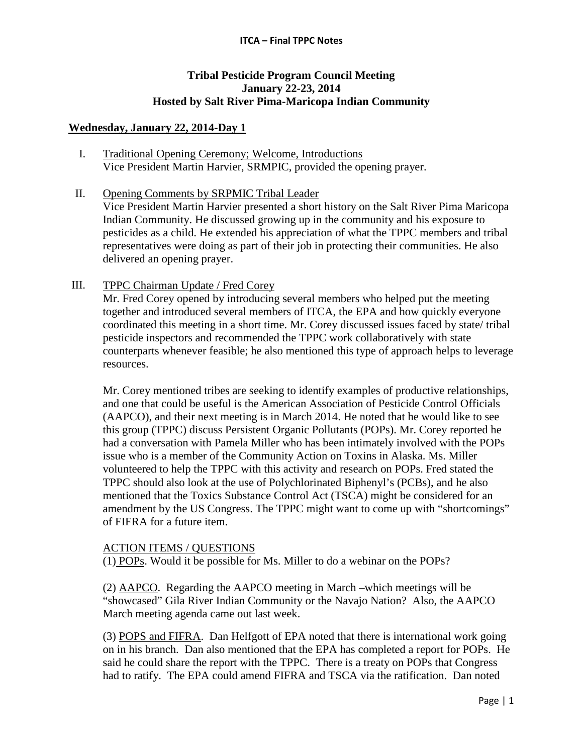# Tribal Pesticide Program Council Meeting
## January 22-23, 2014
## Hosted by Salt River Pima-Maricopa Indian Community

**Wednesday, January 22, 2014-Day 1**

I. Traditional Opening Ceremony; Welcome, Introductions
Vice President Martin Harvier, SRMPIC, provided the opening prayer.

II. Opening Comments by SRPMIC Tribal Leader
Vice President Martin Harvier presented a short history on the Salt River Pima Maricopa Indian Community. He discussed growing up in the community and his exposure to pesticides as a child. He extended his appreciation of what the TPPC members and tribal representatives were doing as part of their job in protecting their communities. He also delivered an opening prayer.

III. TPPC Chairman Update / Fred Corey
Mr. Fred Corey opened by introducing several members who helped put the meeting together and introduced several members of ITCA, the EPA and how quickly everyone coordinated this meeting in a short time. Mr. Corey discussed issues faced by state/ tribal pesticide inspectors and recommended the TPPC work collaboratively with state counterparts whenever feasible; he also mentioned this type of approach helps to leverage resources.

Mr. Corey mentioned tribes are seeking to identify examples of productive relationships, and one that could be useful is the American Association of Pesticide Control Officials (AAPCO), and their next meeting is in March 2014. He noted that he would like to see this group (TPPC) discuss Persistent Organic Pollutants (POPs). Mr. Corey reported he had a conversation with Pamela Miller who has been intimately involved with the POPs issue who is a member of the Community Action on Toxins in Alaska. Ms. Miller volunteered to help the TPPC with this activity and research on POPs. Fred stated the TPPC should also look at the use of Polychlorinated Biphenyl's (PCBs), and he also mentioned that the Toxics Substance Control Act (TSCA) might be considered for an amendment by the US Congress. The TPPC might want to come up with "shortcomings" of FIFRA for a future item.

ACTION ITEMS / QUESTIONS

(1) POPs. Would it be possible for Ms. Miller to do a webinar on the POPs?

(2) AAPCO. Regarding the AAPCO meeting in March –which meetings will be "showcased" Gila River Indian Community or the Navajo Nation? Also, the AAPCO March meeting agenda came out last week.

(3) POPS and FIFRA. Dan Helfgott of EPA noted that there is international work going on in his branch. Dan also mentioned that the EPA has completed a report for POPs. He said he could share the report with the TPPC. There is a treaty on POPs that Congress had to ratify. The EPA could amend FIFRA and TSCA via the ratification. Dan noted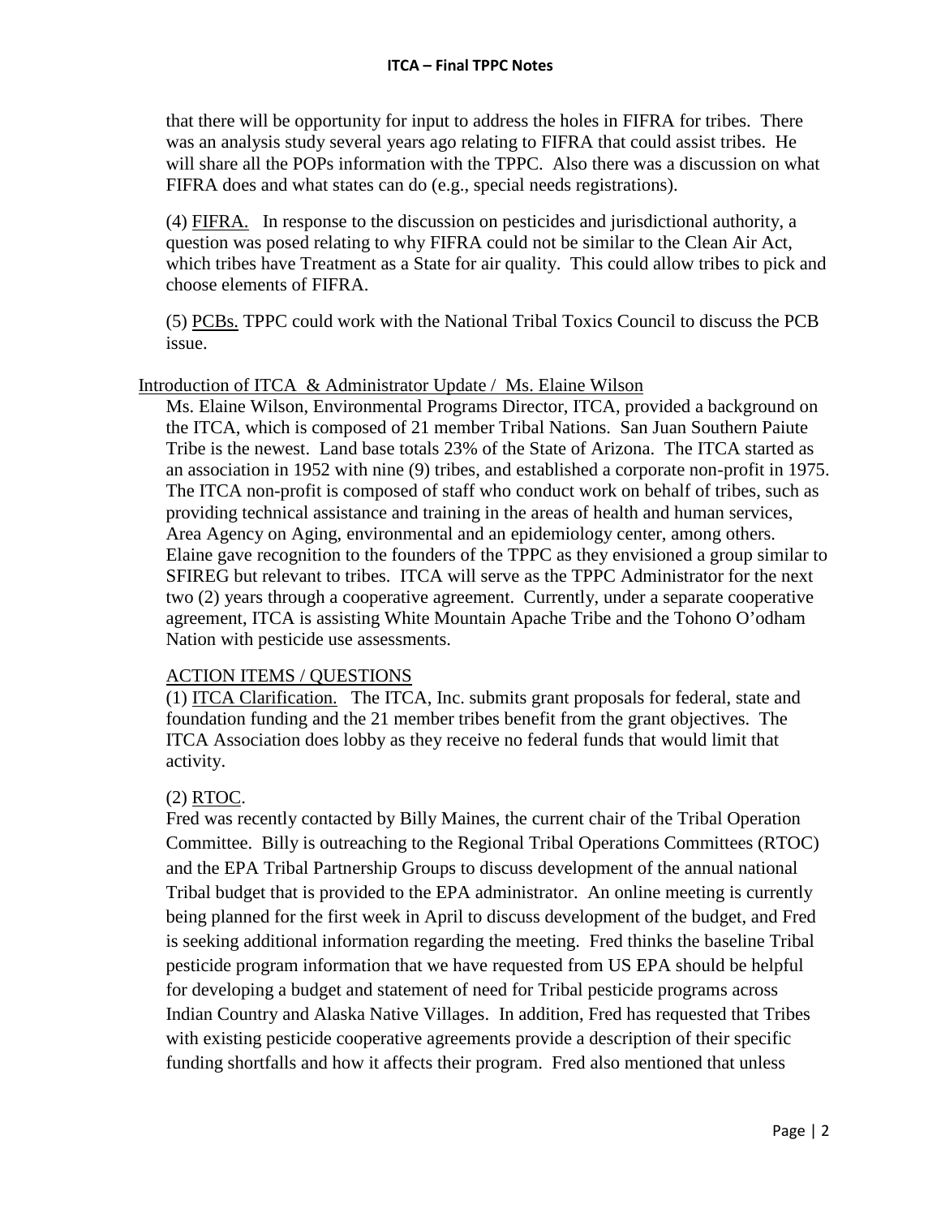that there will be opportunity for input to address the holes in FIFRA for tribes. There was an analysis study several years ago relating to FIFRA that could assist tribes. He will share all the POPs information with the TPPC. Also there was a discussion on what FIFRA does and what states can do (e.g., special needs registrations).

(4) FIFRA. In response to the discussion on pesticides and jurisdictional authority, a question was posed relating to why FIFRA could not be similar to the Clean Air Act, which tribes have Treatment as a State for air quality. This could allow tribes to pick and choose elements of FIFRA.

(5) PCBs. TPPC could work with the National Tribal Toxics Council to discuss the PCB issue.

Introduction of ITCA & Administrator Update / Ms. Elaine Wilson

Ms. Elaine Wilson, Environmental Programs Director, ITCA, provided a background on the ITCA, which is composed of 21 member Tribal Nations. San Juan Southern Paiute Tribe is the newest. Land base totals 23% of the State of Arizona. The ITCA started as an association in 1952 with nine (9) tribes, and established a corporate non-profit in 1975. The ITCA non-profit is composed of staff who conduct work on behalf of tribes, such as providing technical assistance and training in the areas of health and human services, Area Agency on Aging, environmental and an epidemiology center, among others. Elaine gave recognition to the founders of the TPPC as they envisioned a group similar to SFIREG but relevant to tribes. ITCA will serve as the TPPC Administrator for the next two (2) years through a cooperative agreement. Currently, under a separate cooperative agreement, ITCA is assisting White Mountain Apache Tribe and the Tohono O'odham Nation with pesticide use assessments.

ACTION ITEMS / QUESTIONS

(1) ITCA Clarification. The ITCA, Inc. submits grant proposals for federal, state and foundation funding and the 21 member tribes benefit from the grant objectives. The ITCA Association does lobby as they receive no federal funds that would limit that activity.

(2) RTOC.

Fred was recently contacted by Billy Maines, the current chair of the Tribal Operation Committee. Billy is outreaching to the Regional Tribal Operations Committees (RTOC) and the EPA Tribal Partnership Groups to discuss development of the annual national Tribal budget that is provided to the EPA administrator. An online meeting is currently being planned for the first week in April to discuss development of the budget, and Fred is seeking additional information regarding the meeting. Fred thinks the baseline Tribal pesticide program information that we have requested from US EPA should be helpful for developing a budget and statement of need for Tribal pesticide programs across Indian Country and Alaska Native Villages. In addition, Fred has requested that Tribes with existing pesticide cooperative agreements provide a description of their specific funding shortfalls and how it affects their program. Fred also mentioned that unless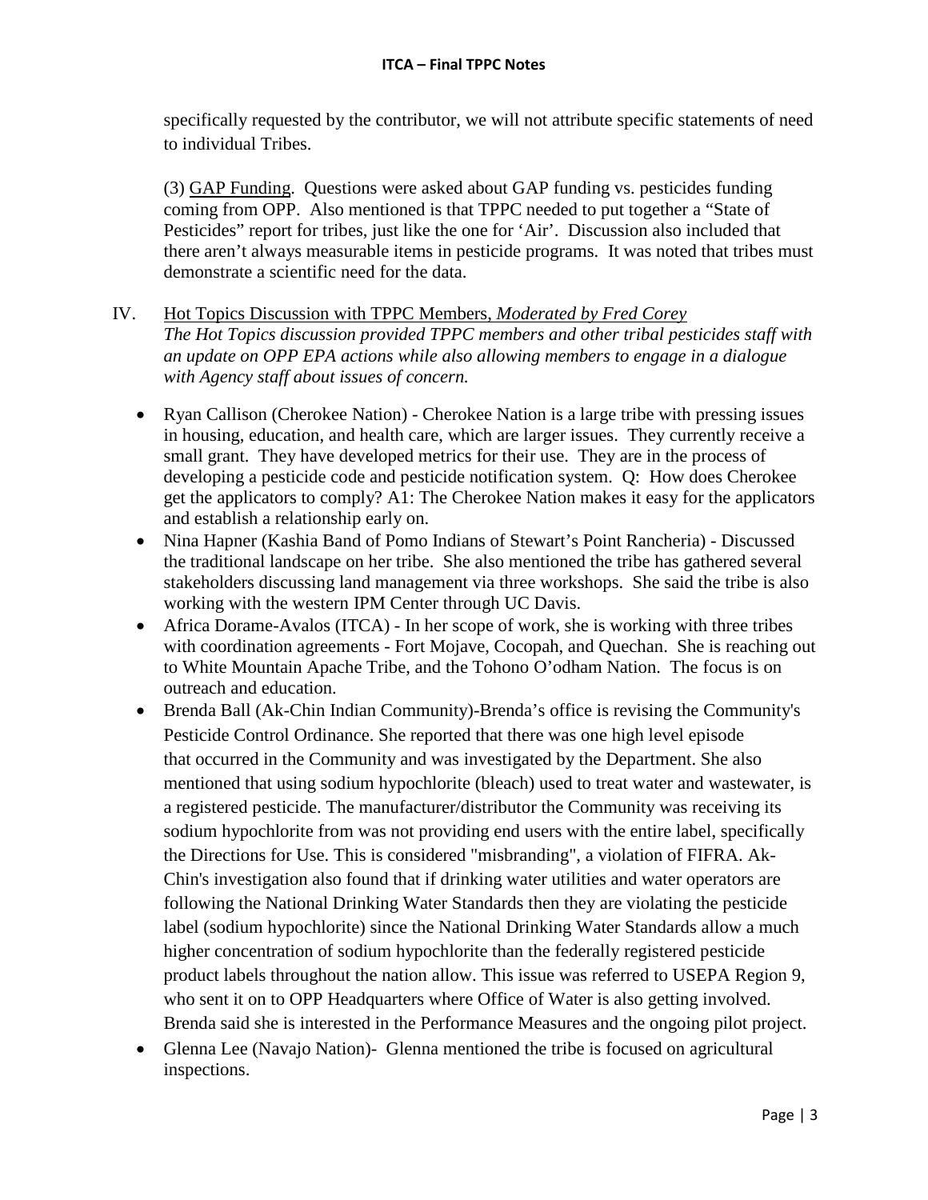specifically requested by the contributor, we will not attribute specific statements of need to individual Tribes.

(3) GAP Funding. Questions were asked about GAP funding vs. pesticides funding coming from OPP. Also mentioned is that TPPC needed to put together a "State of Pesticides" report for tribes, just like the one for 'Air'. Discussion also included that there aren't always measurable items in pesticide programs. It was noted that tribes must demonstrate a scientific need for the data.

IV. Hot Topics Discussion with TPPC Members, *Moderated by Fred Corey*
*The Hot Topics discussion provided TPPC members and other tribal pesticides staff with an update on OPP EPA actions while also allowing members to engage in a dialogue with Agency staff about issues of concern.*

- Ryan Callison (Cherokee Nation) - Cherokee Nation is a large tribe with pressing issues in housing, education, and health care, which are larger issues. They currently receive a small grant. They have developed metrics for their use. They are in the process of developing a pesticide code and pesticide notification system. Q: How does Cherokee get the applicators to comply? A1: The Cherokee Nation makes it easy for the applicators and establish a relationship early on.
- Nina Hapner (Kashia Band of Pomo Indians of Stewart's Point Rancheria) - Discussed the traditional landscape on her tribe. She also mentioned the tribe has gathered several stakeholders discussing land management via three workshops. She said the tribe is also working with the western IPM Center through UC Davis.
- Africa Dorame-Avalos (ITCA) - In her scope of work, she is working with three tribes with coordination agreements - Fort Mojave, Cocopah, and Quechan. She is reaching out to White Mountain Apache Tribe, and the Tohono O'odham Nation. The focus is on outreach and education.
- Brenda Ball (Ak-Chin Indian Community)-Brenda's office is revising the Community's Pesticide Control Ordinance. She reported that there was one high level episode that occurred in the Community and was investigated by the Department. She also mentioned that using sodium hypochlorite (bleach) used to treat water and wastewater, is a registered pesticide. The manufacturer/distributor the Community was receiving its sodium hypochlorite from was not providing end users with the entire label, specifically the Directions for Use. This is considered "misbranding", a violation of FIFRA. Ak-Chin's investigation also found that if drinking water utilities and water operators are following the National Drinking Water Standards then they are violating the pesticide label (sodium hypochlorite) since the National Drinking Water Standards allow a much higher concentration of sodium hypochlorite than the federally registered pesticide product labels throughout the nation allow. This issue was referred to USEPA Region 9, who sent it on to OPP Headquarters where Office of Water is also getting involved. Brenda said she is interested in the Performance Measures and the ongoing pilot project.
- Glenna Lee (Navajo Nation)- Glenna mentioned the tribe is focused on agricultural inspections.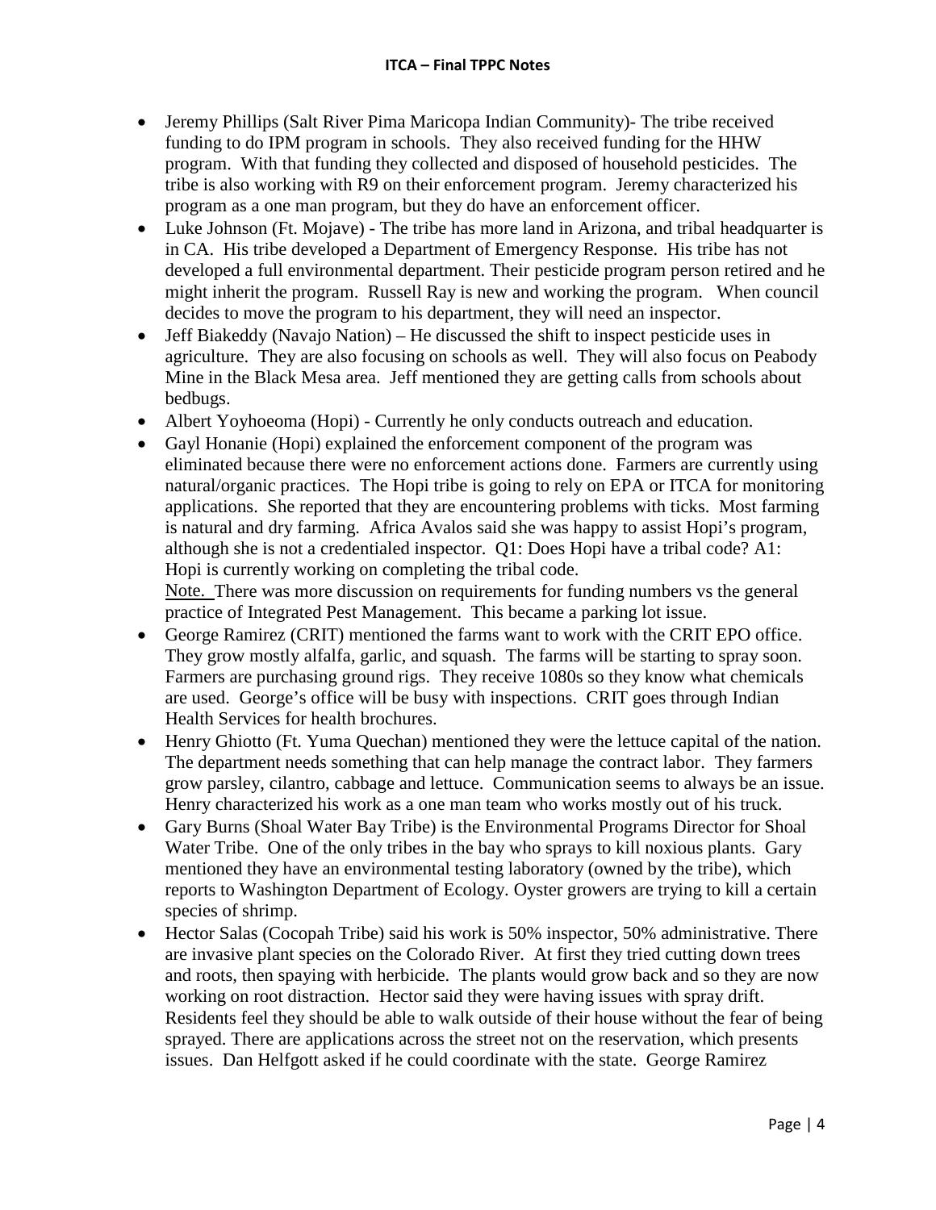- Jeremy Phillips (Salt River Pima Maricopa Indian Community)- The tribe received funding to do IPM program in schools. They also received funding for the HHW program. With that funding they collected and disposed of household pesticides. The tribe is also working with R9 on their enforcement program. Jeremy characterized his program as a one man program, but they do have an enforcement officer.
- Luke Johnson (Ft. Mojave) - The tribe has more land in Arizona, and tribal headquarter is in CA. His tribe developed a Department of Emergency Response. His tribe has not developed a full environmental department. Their pesticide program person retired and he might inherit the program. Russell Ray is new and working the program. When council decides to move the program to his department, they will need an inspector.
- Jeff Biakeddy (Navajo Nation) – He discussed the shift to inspect pesticide uses in agriculture. They are also focusing on schools as well. They will also focus on Peabody Mine in the Black Mesa area. Jeff mentioned they are getting calls from schools about bedbugs.
- Albert Yoyhoeoma (Hopi) - Currently he only conducts outreach and education.
- Gayl Honanie (Hopi) explained the enforcement component of the program was eliminated because there were no enforcement actions done. Farmers are currently using natural/organic practices. The Hopi tribe is going to rely on EPA or ITCA for monitoring applications. She reported that they are encountering problems with ticks. Most farming is natural and dry farming. Africa Avalos said she was happy to assist Hopi's program, although she is not a credentialed inspector. Q1: Does Hopi have a tribal code? A1: Hopi is currently working on completing the tribal code.
  Note. There was more discussion on requirements for funding numbers vs the general practice of Integrated Pest Management. This became a parking lot issue.
- George Ramirez (CRIT) mentioned the farms want to work with the CRIT EPO office. They grow mostly alfalfa, garlic, and squash. The farms will be starting to spray soon. Farmers are purchasing ground rigs. They receive 1080s so they know what chemicals are used. George's office will be busy with inspections. CRIT goes through Indian Health Services for health brochures.
- Henry Ghiotto (Ft. Yuma Quechan) mentioned they were the lettuce capital of the nation. The department needs something that can help manage the contract labor. They farmers grow parsley, cilantro, cabbage and lettuce. Communication seems to always be an issue. Henry characterized his work as a one man team who works mostly out of his truck.
- Gary Burns (Shoal Water Bay Tribe) is the Environmental Programs Director for Shoal Water Tribe. One of the only tribes in the bay who sprays to kill noxious plants. Gary mentioned they have an environmental testing laboratory (owned by the tribe), which reports to Washington Department of Ecology. Oyster growers are trying to kill a certain species of shrimp.
- Hector Salas (Cocopah Tribe) said his work is 50% inspector, 50% administrative. There are invasive plant species on the Colorado River. At first they tried cutting down trees and roots, then spaying with herbicide. The plants would grow back and so they are now working on root distraction. Hector said they were having issues with spray drift. Residents feel they should be able to walk outside of their house without the fear of being sprayed. There are applications across the street not on the reservation, which presents issues. Dan Helfgott asked if he could coordinate with the state. George Ramirez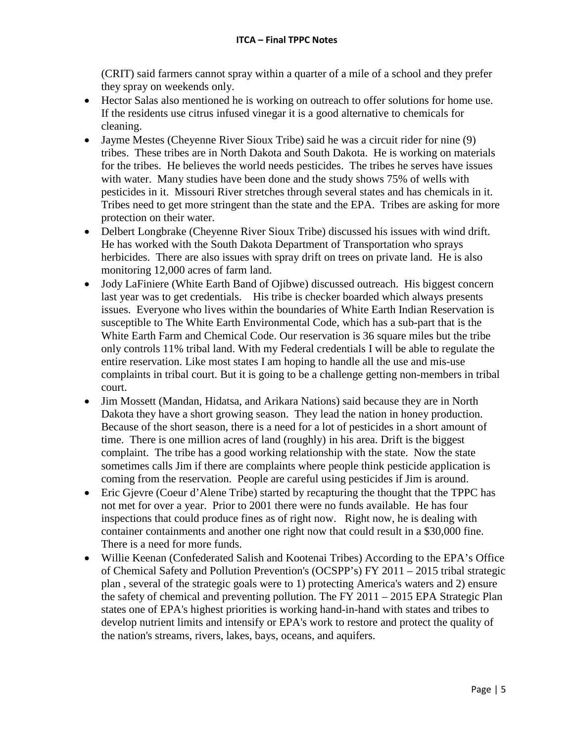(CRIT) said farmers cannot spray within a quarter of a mile of a school and they prefer they spray on weekends only.

- Hector Salas also mentioned he is working on outreach to offer solutions for home use. If the residents use citrus infused vinegar it is a good alternative to chemicals for cleaning.
- Jayme Mestes (Cheyenne River Sioux Tribe) said he was a circuit rider for nine (9) tribes. These tribes are in North Dakota and South Dakota. He is working on materials for the tribes. He believes the world needs pesticides. The tribes he serves have issues with water. Many studies have been done and the study shows 75% of wells with pesticides in it. Missouri River stretches through several states and has chemicals in it. Tribes need to get more stringent than the state and the EPA. Tribes are asking for more protection on their water.
- Delbert Longbrake (Cheyenne River Sioux Tribe) discussed his issues with wind drift. He has worked with the South Dakota Department of Transportation who sprays herbicides. There are also issues with spray drift on trees on private land. He is also monitoring 12,000 acres of farm land.
- Jody LaFiniere (White Earth Band of Ojibwe) discussed outreach. His biggest concern last year was to get credentials. His tribe is checker boarded which always presents issues. Everyone who lives within the boundaries of White Earth Indian Reservation is susceptible to The White Earth Environmental Code, which has a sub-part that is the White Earth Farm and Chemical Code. Our reservation is 36 square miles but the tribe only controls 11% tribal land. With my Federal credentials I will be able to regulate the entire reservation. Like most states I am hoping to handle all the use and mis-use complaints in tribal court. But it is going to be a challenge getting non-members in tribal court.
- Jim Mossett (Mandan, Hidatsa, and Arikara Nations) said because they are in North Dakota they have a short growing season. They lead the nation in honey production. Because of the short season, there is a need for a lot of pesticides in a short amount of time. There is one million acres of land (roughly) in his area. Drift is the biggest complaint. The tribe has a good working relationship with the state. Now the state sometimes calls Jim if there are complaints where people think pesticide application is coming from the reservation. People are careful using pesticides if Jim is around.
- Eric Gjevre (Coeur d'Alene Tribe) started by recapturing the thought that the TPPC has not met for over a year. Prior to 2001 there were no funds available. He has four inspections that could produce fines as of right now. Right now, he is dealing with container containments and another one right now that could result in a $30,000 fine. There is a need for more funds.
- Willie Keenan (Confederated Salish and Kootenai Tribes) According to the EPA's Office of Chemical Safety and Pollution Prevention's (OCSPP's) FY 2011 – 2015 tribal strategic plan , several of the strategic goals were to 1) protecting America's waters and 2) ensure the safety of chemical and preventing pollution. The FY 2011 – 2015 EPA Strategic Plan states one of EPA's highest priorities is working hand-in-hand with states and tribes to develop nutrient limits and intensify or EPA's work to restore and protect the quality of the nation's streams, rivers, lakes, bays, oceans, and aquifers.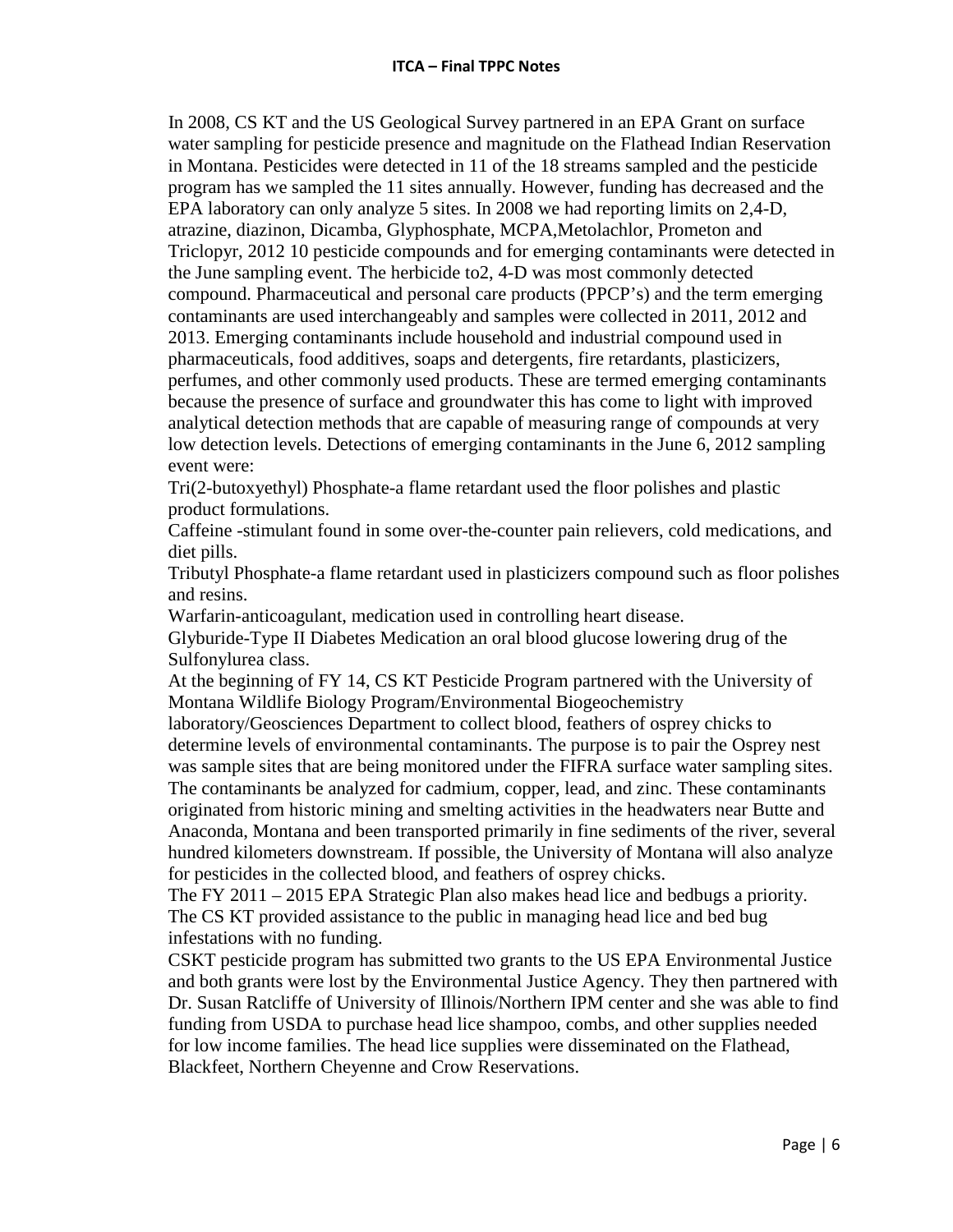In 2008, CS KT and the US Geological Survey partnered in an EPA Grant on surface water sampling for pesticide presence and magnitude on the Flathead Indian Reservation in Montana. Pesticides were detected in 11 of the 18 streams sampled and the pesticide program has we sampled the 11 sites annually. However, funding has decreased and the EPA laboratory can only analyze 5 sites. In 2008 we had reporting limits on 2,4-D, atrazine, diazinon, Dicamba, Glyphosphate, MCPA,Metolachlor, Prometon and Triclopyr, 2012 10 pesticide compounds and for emerging contaminants were detected in the June sampling event. The herbicide to2, 4-D was most commonly detected compound. Pharmaceutical and personal care products (PPCP's) and the term emerging contaminants are used interchangeably and samples were collected in 2011, 2012 and 2013. Emerging contaminants include household and industrial compound used in pharmaceuticals, food additives, soaps and detergents, fire retardants, plasticizers, perfumes, and other commonly used products. These are termed emerging contaminants because the presence of surface and groundwater this has come to light with improved analytical detection methods that are capable of measuring range of compounds at very low detection levels. Detections of emerging contaminants in the June 6, 2012 sampling event were:

Tri(2-butoxyethyl) Phosphate-a flame retardant used the floor polishes and plastic product formulations.

Caffeine -stimulant found in some over-the-counter pain relievers, cold medications, and diet pills.

Tributyl Phosphate-a flame retardant used in plasticizers compound such as floor polishes and resins.

Warfarin-anticoagulant, medication used in controlling heart disease.

Glyburide-Type II Diabetes Medication an oral blood glucose lowering drug of the Sulfonylurea class.

At the beginning of FY 14, CS KT Pesticide Program partnered with the University of Montana Wildlife Biology Program/Environmental Biogeochemistry laboratory/Geosciences Department to collect blood, feathers of osprey chicks to determine levels of environmental contaminants. The purpose is to pair the Osprey nest was sample sites that are being monitored under the FIFRA surface water sampling sites. The contaminants be analyzed for cadmium, copper, lead, and zinc. These contaminants originated from historic mining and smelting activities in the headwaters near Butte and Anaconda, Montana and been transported primarily in fine sediments of the river, several hundred kilometers downstream. If possible, the University of Montana will also analyze for pesticides in the collected blood, and feathers of osprey chicks.

The FY 2011 – 2015 EPA Strategic Plan also makes head lice and bedbugs a priority. The CS KT provided assistance to the public in managing head lice and bed bug infestations with no funding.

CSKT pesticide program has submitted two grants to the US EPA Environmental Justice and both grants were lost by the Environmental Justice Agency. They then partnered with Dr. Susan Ratcliffe of University of Illinois/Northern IPM center and she was able to find funding from USDA to purchase head lice shampoo, combs, and other supplies needed for low income families. The head lice supplies were disseminated on the Flathead, Blackfeet, Northern Cheyenne and Crow Reservations.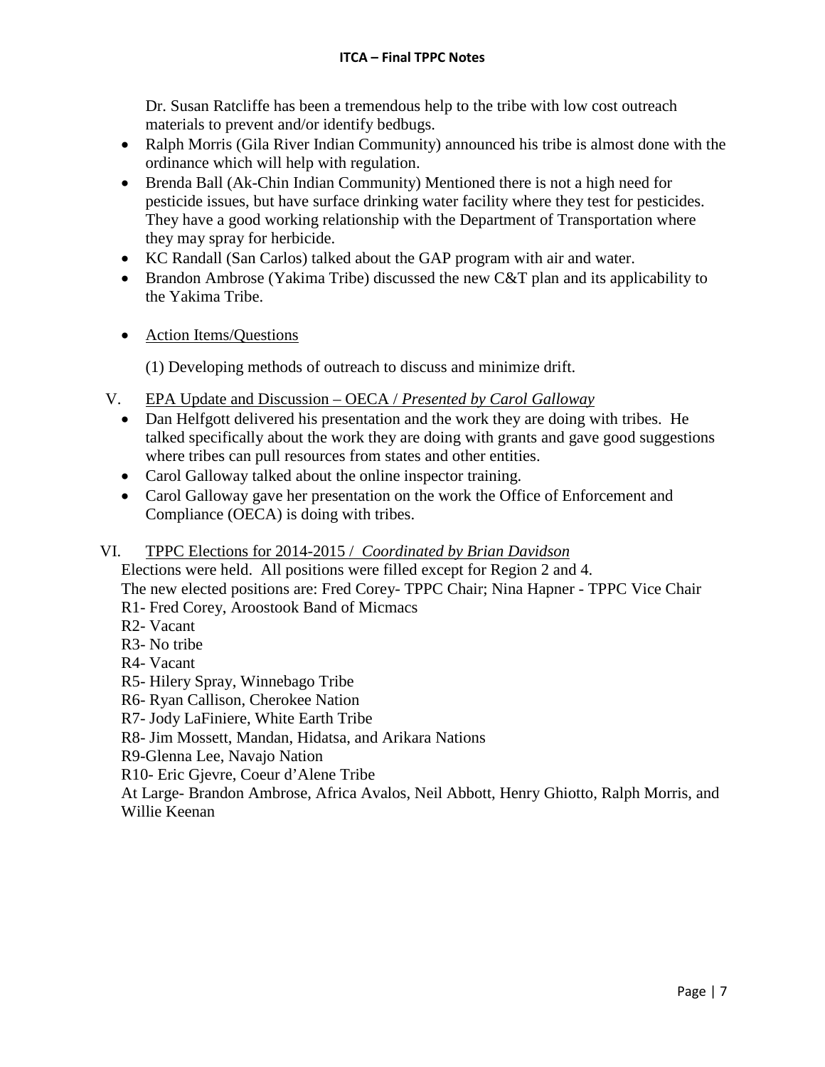Dr. Susan Ratcliffe has been a tremendous help to the tribe with low cost outreach materials to prevent and/or identify bedbugs.

- Ralph Morris (Gila River Indian Community) announced his tribe is almost done with the ordinance which will help with regulation.
- Brenda Ball (Ak-Chin Indian Community) Mentioned there is not a high need for pesticide issues, but have surface drinking water facility where they test for pesticides. They have a good working relationship with the Department of Transportation where they may spray for herbicide.
- KC Randall (San Carlos) talked about the GAP program with air and water.
- Brandon Ambrose (Yakima Tribe) discussed the new C&T plan and its applicability to the Yakima Tribe.

- Action Items/Questions

  (1) Developing methods of outreach to discuss and minimize drift.

V. EPA Update and Discussion – OECA / *Presented by Carol Galloway*

- Dan Helfgott delivered his presentation and the work they are doing with tribes. He talked specifically about the work they are doing with grants and gave good suggestions where tribes can pull resources from states and other entities.
- Carol Galloway talked about the online inspector training.
- Carol Galloway gave her presentation on the work the Office of Enforcement and Compliance (OECA) is doing with tribes.

VI. TPPC Elections for 2014-2015 / *Coordinated by Brian Davidson*

Elections were held. All positions were filled except for Region 2 and 4.
The new elected positions are: Fred Corey- TPPC Chair; Nina Hapner - TPPC Vice Chair
R1- Fred Corey, Aroostook Band of Micmacs
R2- Vacant
R3- No tribe
R4- Vacant
R5- Hilery Spray, Winnebago Tribe
R6- Ryan Callison, Cherokee Nation
R7- Jody LaFiniere, White Earth Tribe
R8- Jim Mossett, Mandan, Hidatsa, and Arikara Nations
R9-Glenna Lee, Navajo Nation
R10- Eric Gjevre, Coeur d'Alene Tribe
At Large- Brandon Ambrose, Africa Avalos, Neil Abbott, Henry Ghiotto, Ralph Morris, and Willie Keenan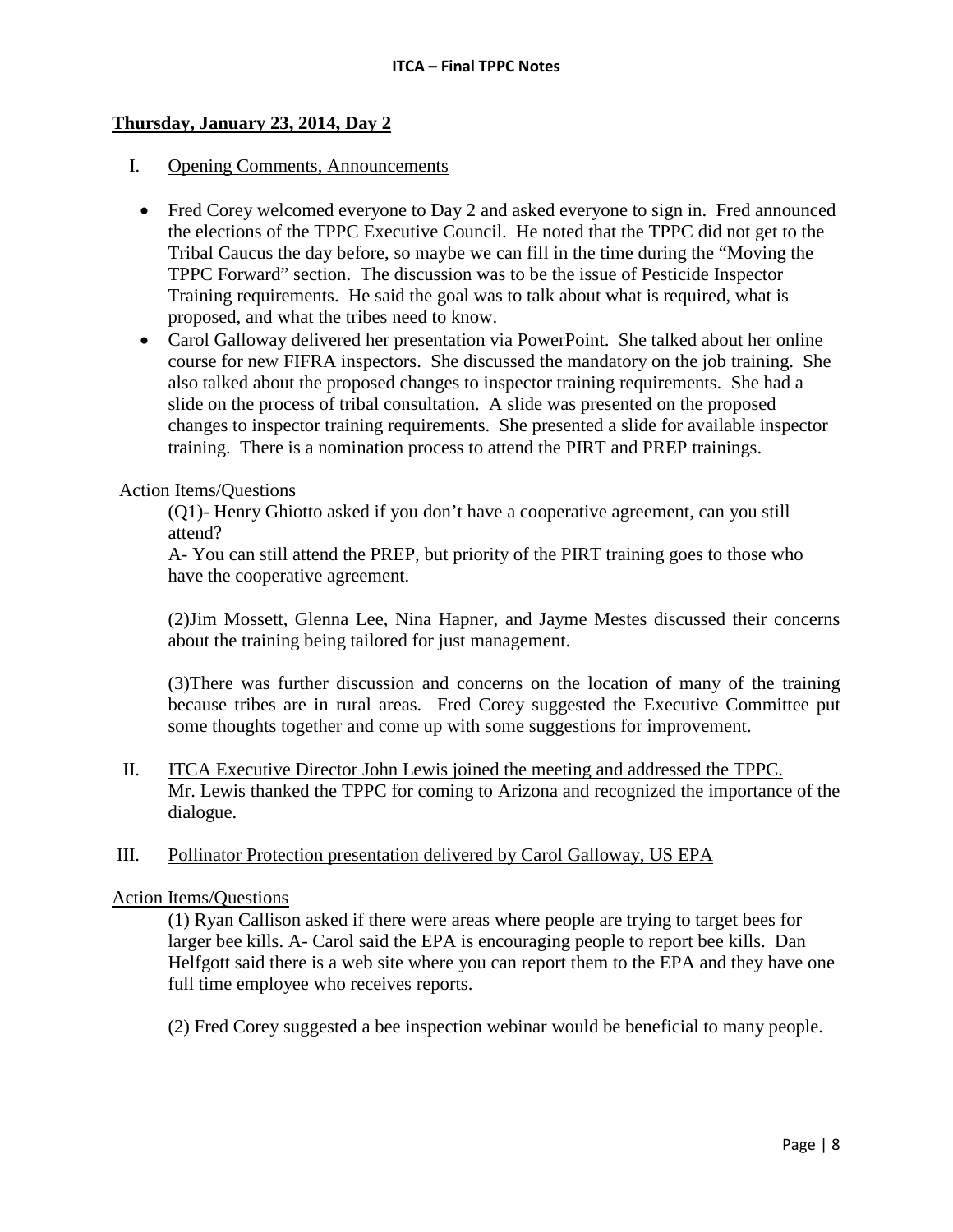**Thursday, January 23, 2014, Day 2**

I. Opening Comments, Announcements

- Fred Corey welcomed everyone to Day 2 and asked everyone to sign in. Fred announced the elections of the TPPC Executive Council. He noted that the TPPC did not get to the Tribal Caucus the day before, so maybe we can fill in the time during the "Moving the TPPC Forward" section. The discussion was to be the issue of Pesticide Inspector Training requirements. He said the goal was to talk about what is required, what is proposed, and what the tribes need to know.
- Carol Galloway delivered her presentation via PowerPoint. She talked about her online course for new FIFRA inspectors. She discussed the mandatory on the job training. She also talked about the proposed changes to inspector training requirements. She had a slide on the process of tribal consultation. A slide was presented on the proposed changes to inspector training requirements. She presented a slide for available inspector training. There is a nomination process to attend the PIRT and PREP trainings.

Action Items/Questions

(Q1)- Henry Ghiotto asked if you don't have a cooperative agreement, can you still attend?
A- You can still attend the PREP, but priority of the PIRT training goes to those who have the cooperative agreement.

(2)Jim Mossett, Glenna Lee, Nina Hapner, and Jayme Mestes discussed their concerns about the training being tailored for just management.

(3)There was further discussion and concerns on the location of many of the training because tribes are in rural areas. Fred Corey suggested the Executive Committee put some thoughts together and come up with some suggestions for improvement.

II. ITCA Executive Director John Lewis joined the meeting and addressed the TPPC.
Mr. Lewis thanked the TPPC for coming to Arizona and recognized the importance of the dialogue.

III. Pollinator Protection presentation delivered by Carol Galloway, US EPA

Action Items/Questions

(1) Ryan Callison asked if there were areas where people are trying to target bees for larger bee kills. A- Carol said the EPA is encouraging people to report bee kills. Dan Helfgott said there is a web site where you can report them to the EPA and they have one full time employee who receives reports.

(2) Fred Corey suggested a bee inspection webinar would be beneficial to many people.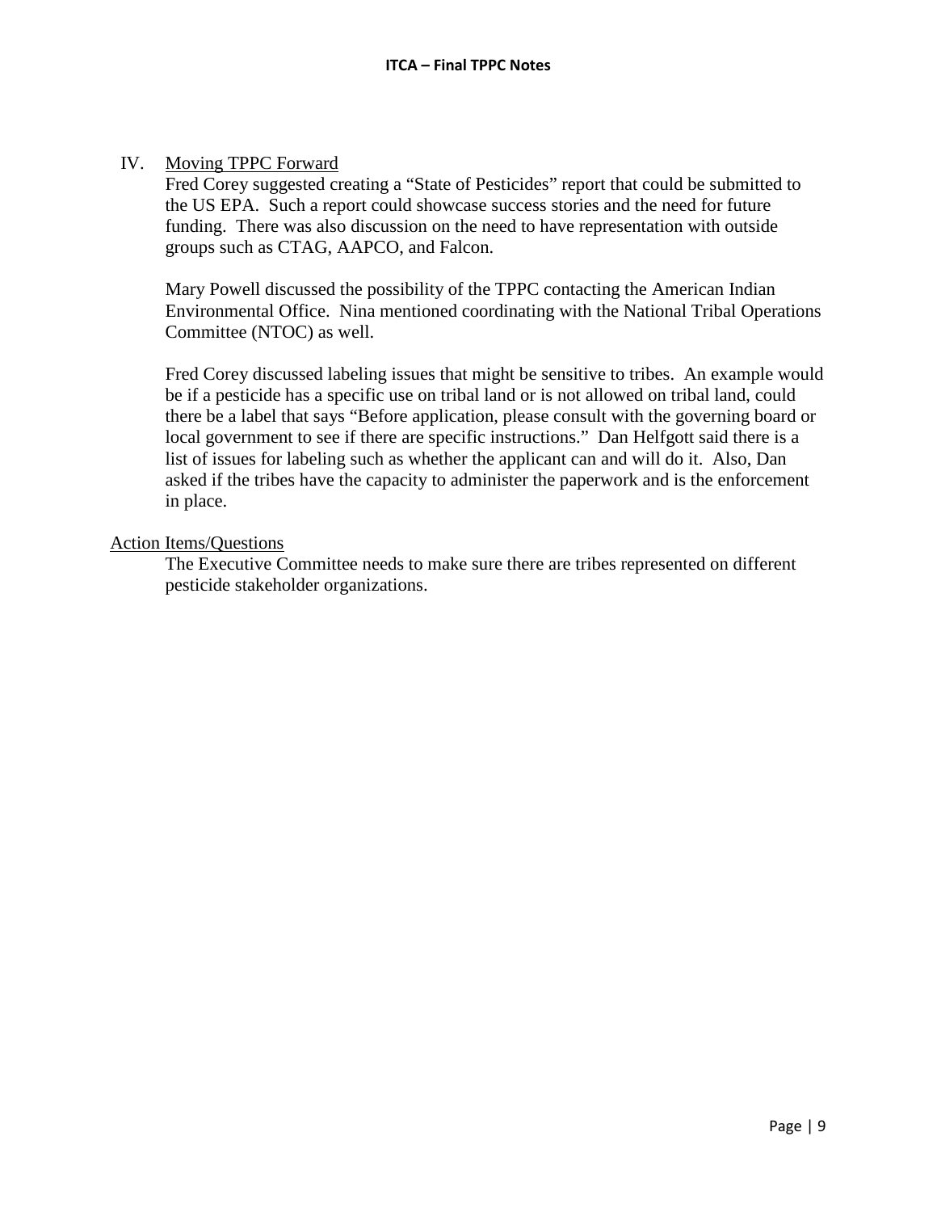## IV. Moving TPPC Forward

Fred Corey suggested creating a “State of Pesticides” report that could be submitted to the US EPA. Such a report could showcase success stories and the need for future funding. There was also discussion on the need to have representation with outside groups such as CTAG, AAPCO, and Falcon.

Mary Powell discussed the possibility of the TPPC contacting the American Indian Environmental Office. Nina mentioned coordinating with the National Tribal Operations Committee (NTOC) as well.

Fred Corey discussed labeling issues that might be sensitive to tribes. An example would be if a pesticide has a specific use on tribal land or is not allowed on tribal land, could there be a label that says “Before application, please consult with the governing board or local government to see if there are specific instructions.” Dan Helfgott said there is a list of issues for labeling such as whether the applicant can and will do it. Also, Dan asked if the tribes have the capacity to administer the paperwork and is the enforcement in place.

### Action Items/Questions

The Executive Committee needs to make sure there are tribes represented on different pesticide stakeholder organizations.